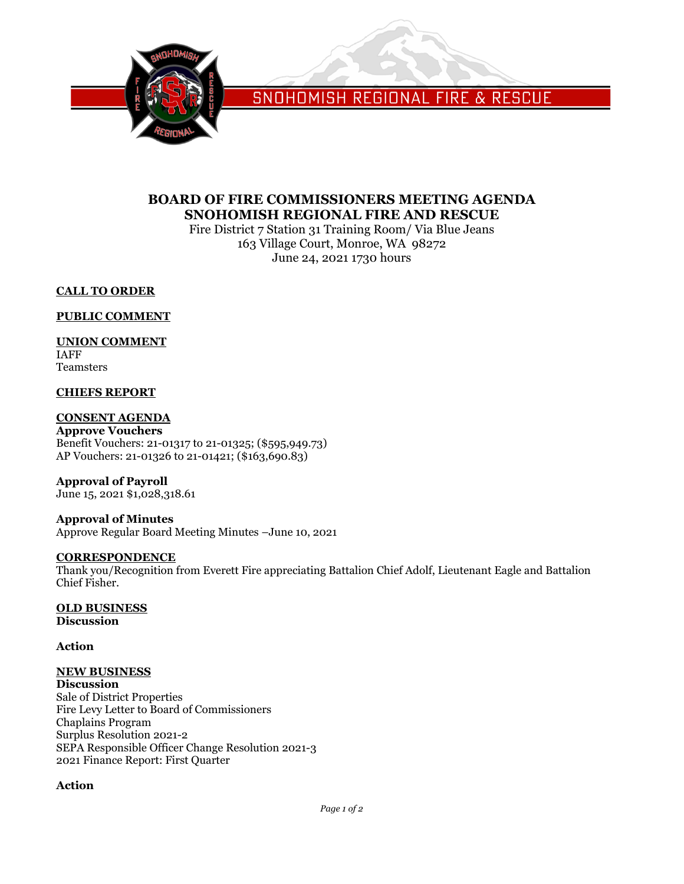SNOHOMISH REGIONAL FIRE & RESCUE

# BOARD OF FIRE COMMISSIONERS MEETING AGENDA
# SNOHOMISH REGIONAL FIRE AND RESCUE

Fire District 7 Station 31 Training Room/ Via Blue Jeans
163 Village Court, Monroe, WA 98272
June 24, 2021 1730 hours

## CALL TO ORDER

## PUBLIC COMMENT

## UNION COMMENT

IAFF
Teamsters

## CHIEFS REPORT

## CONSENT AGENDA

**Approve Vouchers**
Benefit Vouchers: 21-01317 to 21-01325; ($595,949.73)
AP Vouchers: 21-01326 to 21-01421; ($163,690.83)

**Approval of Payroll**
June 15, 2021 $1,028,318.61

**Approval of Minutes**
Approve Regular Board Meeting Minutes –June 10, 2021

## CORRESPONDENCE

Thank you/Recognition from Everett Fire appreciating Battalion Chief Adolf, Lieutenant Eagle and Battalion Chief Fisher.

## OLD BUSINESS

**Discussion**

**Action**

## NEW BUSINESS

**Discussion**
Sale of District Properties
Fire Levy Letter to Board of Commissioners
Chaplains Program
Surplus Resolution 2021-2
SEPA Responsible Officer Change Resolution 2021-3
2021 Finance Report: First Quarter

**Action**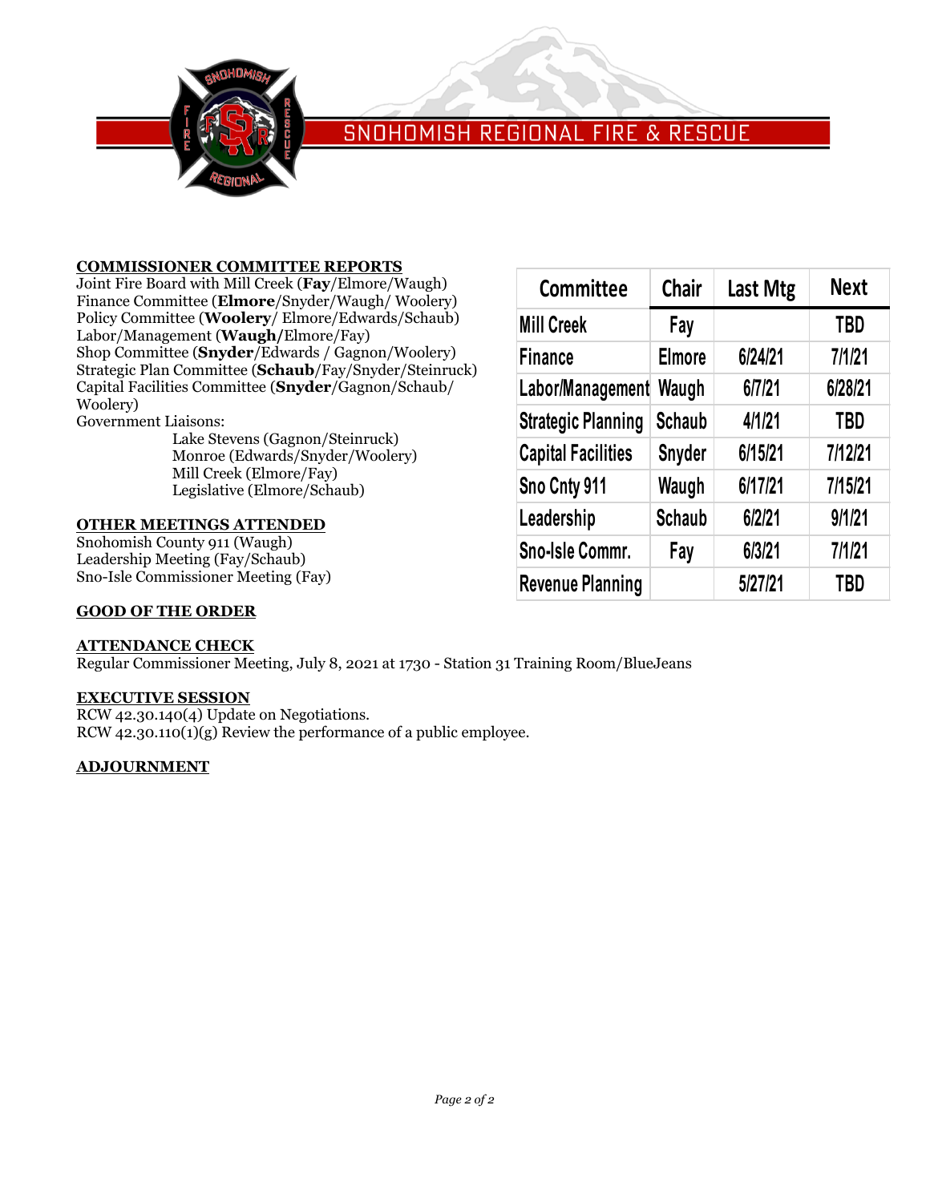SNOHOMISH REGIONAL FIRE & RESCUE

**COMMISSIONER COMMITTEE REPORTS**

Joint Fire Board with Mill Creek (**Fay**/Elmore/Waugh)
Finance Committee (**Elmore**/Snyder/Waugh/ Woolery)
Policy Committee (**Woolery**/ Elmore/Edwards/Schaub)
Labor/Management (**Waugh/**Elmore/Fay)
Shop Committee (**Snyder**/Edwards / Gagnon/Woolery)
Strategic Plan Committee (**Schaub**/Fay/Snyder/Steinruck)
Capital Facilities Committee (**Snyder**/Gagnon/Schaub/ Woolery)
Government Liaisons:

- Lake Stevens (Gagnon/Steinruck)
- Monroe (Edwards/Snyder/Woolery)
- Mill Creek (Elmore/Fay)
- Legislative (Elmore/Schaub)

| Committee | Chair | Last Mtg | Next |
|---|---|---|---|
| Mill Creek | Fay | | TBD |
| Finance | Elmore | 6/24/21 | 7/1/21 |
| Labor/Management | Waugh | 6/7/21 | 6/28/21 |
| Strategic Planning | Schaub | 4/1/21 | TBD |
| Capital Facilities | Snyder | 6/15/21 | 7/12/21 |
| Sno Cnty 911 | Waugh | 6/17/21 | 7/15/21 |
| Leadership | Schaub | 6/2/21 | 9/1/21 |
| Sno-Isle Commr. | Fay | 6/3/21 | 7/1/21 |
| Revenue Planning | | 5/27/21 | TBD |

**OTHER MEETINGS ATTENDED**

Snohomish County 911 (Waugh)
Leadership Meeting (Fay/Schaub)
Sno-Isle Commissioner Meeting (Fay)

**GOOD OF THE ORDER**

**ATTENDANCE CHECK**

Regular Commissioner Meeting, July 8, 2021 at 1730 - Station 31 Training Room/BlueJeans

**EXECUTIVE SESSION**

RCW 42.30.140(4) Update on Negotiations.
RCW 42.30.110(1)(g) Review the performance of a public employee.

**ADJOURNMENT**